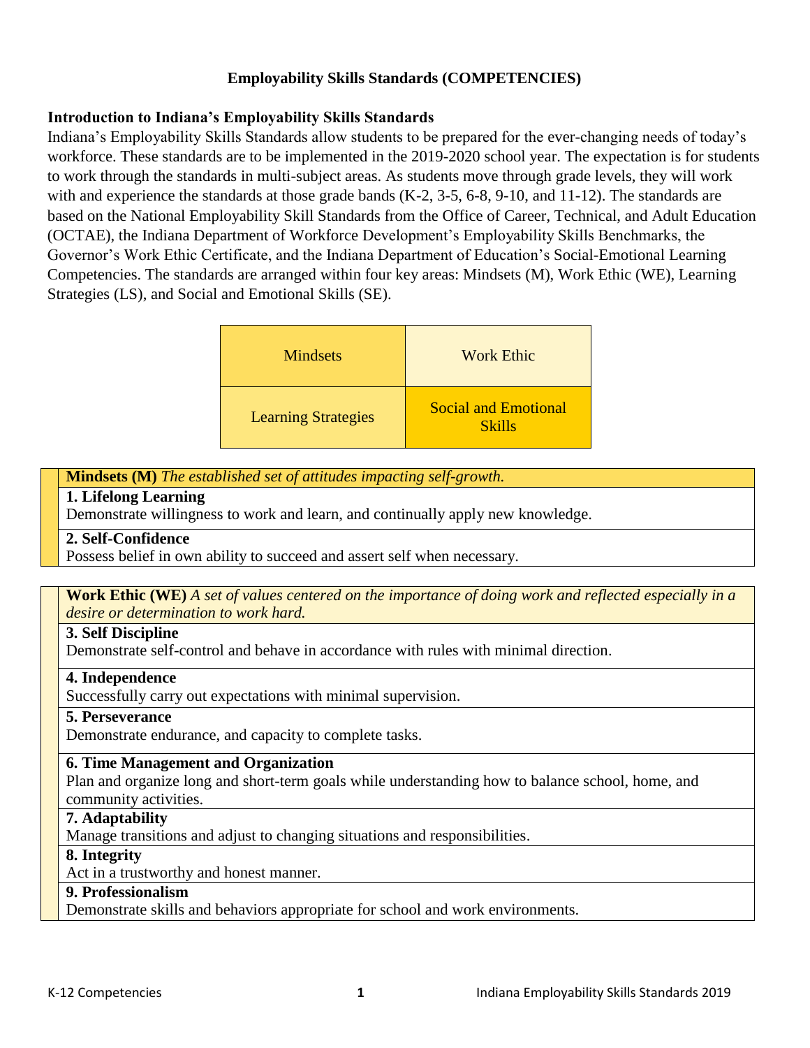# Employability Skills Standards (COMPETENCIES)

## Introduction to Indiana's Employability Skills Standards

Indiana's Employability Skills Standards allow students to be prepared for the ever-changing needs of today's workforce. These standards are to be implemented in the 2019-2020 school year. The expectation is for students to work through the standards in multi-subject areas. As students move through grade levels, they will work with and experience the standards at those grade bands (K-2, 3-5, 6-8, 9-10, and 11-12). The standards are based on the National Employability Skill Standards from the Office of Career, Technical, and Adult Education (OCTAE), the Indiana Department of Workforce Development's Employability Skills Benchmarks, the Governor's Work Ethic Certificate, and the Indiana Department of Education's Social-Emotional Learning Competencies. The standards are arranged within four key areas: Mindsets (M), Work Ethic (WE), Learning Strategies (LS), and Social and Emotional Skills (SE).

| Mindsets | Work Ethic |
|---|---|
| Learning Strategies | Social and Emotional Skills |

| **Mindsets (M)** *The established set of attitudes impacting self-growth.* |
|---|
| **1. Lifelong Learning**<br>Demonstrate willingness to work and learn, and continually apply new knowledge. |
| **2. Self-Confidence**<br>Possess belief in own ability to succeed and assert self when necessary. |

| **Work Ethic (WE)** *A set of values centered on the importance of doing work and reflected especially in a desire or determination to work hard.* |
|---|
| **3. Self Discipline**<br>Demonstrate self-control and behave in accordance with rules with minimal direction. |
| **4. Independence**<br>Successfully carry out expectations with minimal supervision. |
| **5. Perseverance**<br>Demonstrate endurance, and capacity to complete tasks. |
| **6. Time Management and Organization**<br>Plan and organize long and short-term goals while understanding how to balance school, home, and community activities. |
| **7. Adaptability**<br>Manage transitions and adjust to changing situations and responsibilities. |
| **8. Integrity**<br>Act in a trustworthy and honest manner. |
| **9. Professionalism**<br>Demonstrate skills and behaviors appropriate for school and work environments. |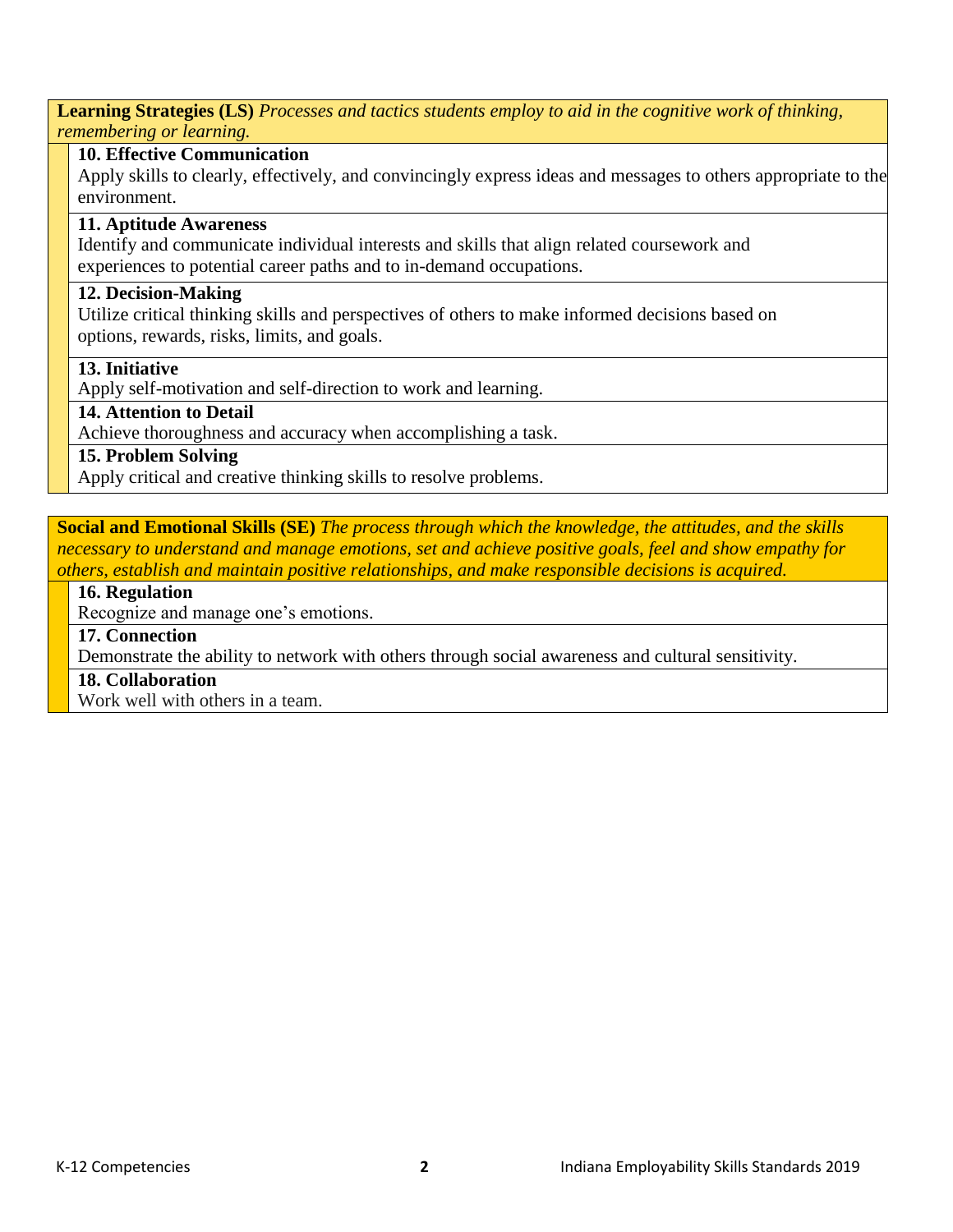**Learning Strategies (LS)** *Processes and tactics students employ to aid in the cognitive work of thinking, remembering or learning.*

**10. Effective Communication**
Apply skills to clearly, effectively, and convincingly express ideas and messages to others appropriate to the environment.

**11. Aptitude Awareness**
Identify and communicate individual interests and skills that align related coursework and experiences to potential career paths and to in-demand occupations.

**12. Decision-Making**
Utilize critical thinking skills and perspectives of others to make informed decisions based on options, rewards, risks, limits, and goals.

**13. Initiative**
Apply self-motivation and self-direction to work and learning.

**14. Attention to Detail**
Achieve thoroughness and accuracy when accomplishing a task.

**15. Problem Solving**
Apply critical and creative thinking skills to resolve problems.

**Social and Emotional Skills (SE)** *The process through which the knowledge, the attitudes, and the skills necessary to understand and manage emotions, set and achieve positive goals, feel and show empathy for others, establish and maintain positive relationships, and make responsible decisions is acquired.*

**16. Regulation**
Recognize and manage one's emotions.

**17. Connection**
Demonstrate the ability to network with others through social awareness and cultural sensitivity.

**18. Collaboration**
Work well with others in a team.